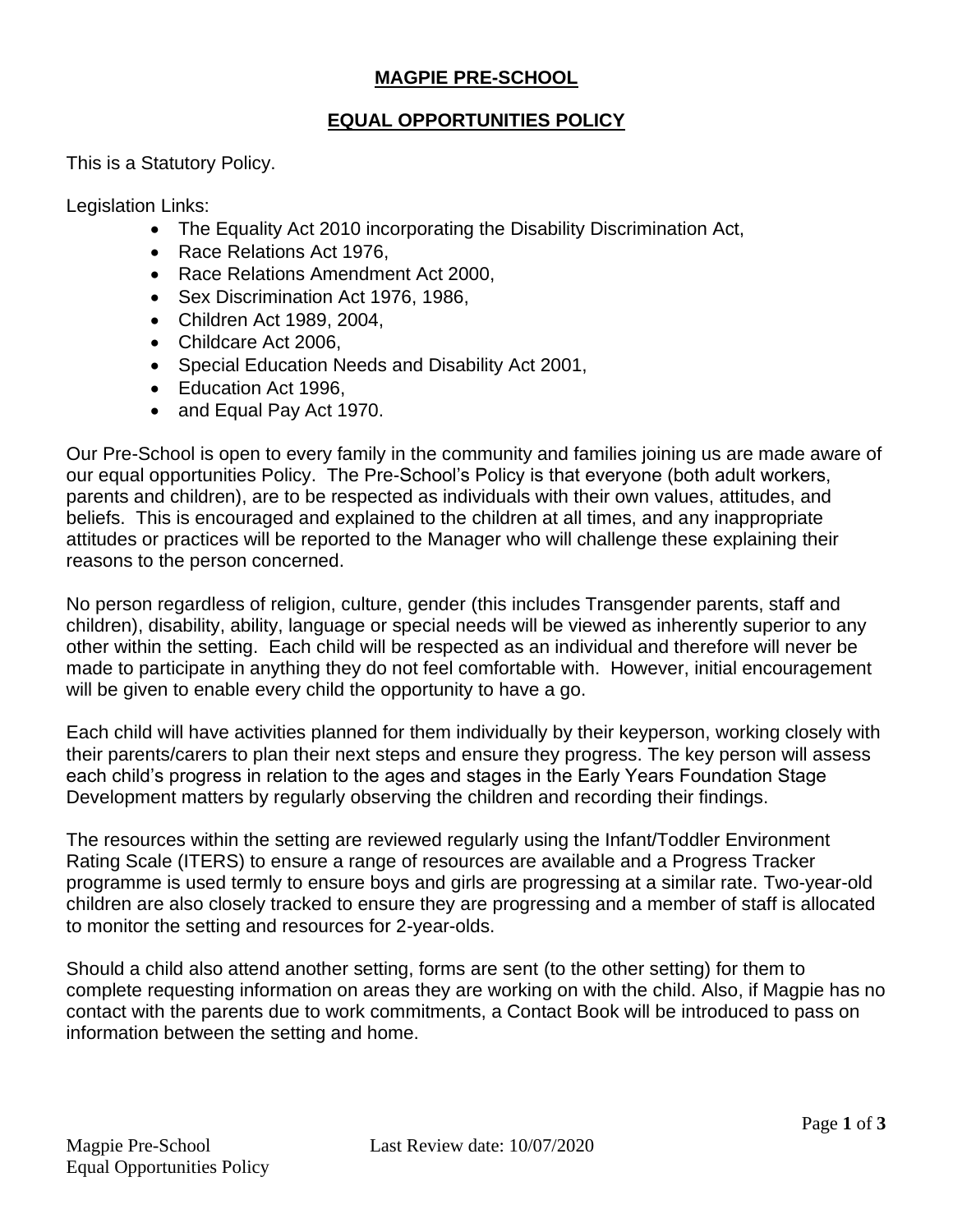# **MAGPIE PRE-SCHOOL**

## **EQUAL OPPORTUNITIES POLICY**

This is a Statutory Policy.

Legislation Links:

- The Equality Act 2010 incorporating the Disability Discrimination Act,
- Race Relations Act 1976,
- Race Relations Amendment Act 2000,
- Sex Discrimination Act 1976, 1986,
- Children Act 1989, 2004,
- Childcare Act 2006,
- Special Education Needs and Disability Act 2001,
- Education Act 1996,
- and Equal Pay Act 1970.

Our Pre-School is open to every family in the community and families joining us are made aware of our equal opportunities Policy. The Pre-School's Policy is that everyone (both adult workers, parents and children), are to be respected as individuals with their own values, attitudes, and beliefs. This is encouraged and explained to the children at all times, and any inappropriate attitudes or practices will be reported to the Manager who will challenge these explaining their reasons to the person concerned.

No person regardless of religion, culture, gender (this includes Transgender parents, staff and children), disability, ability, language or special needs will be viewed as inherently superior to any other within the setting. Each child will be respected as an individual and therefore will never be made to participate in anything they do not feel comfortable with. However, initial encouragement will be given to enable every child the opportunity to have a go.

Each child will have activities planned for them individually by their keyperson, working closely with their parents/carers to plan their next steps and ensure they progress. The key person will assess each child's progress in relation to the ages and stages in the Early Years Foundation Stage Development matters by regularly observing the children and recording their findings.

The resources within the setting are reviewed regularly using the Infant/Toddler Environment Rating Scale (ITERS) to ensure a range of resources are available and a Progress Tracker programme is used termly to ensure boys and girls are progressing at a similar rate. Two-year-old children are also closely tracked to ensure they are progressing and a member of staff is allocated to monitor the setting and resources for 2-year-olds.

Should a child also attend another setting, forms are sent (to the other setting) for them to complete requesting information on areas they are working on with the child. Also, if Magpie has no contact with the parents due to work commitments, a Contact Book will be introduced to pass on information between the setting and home.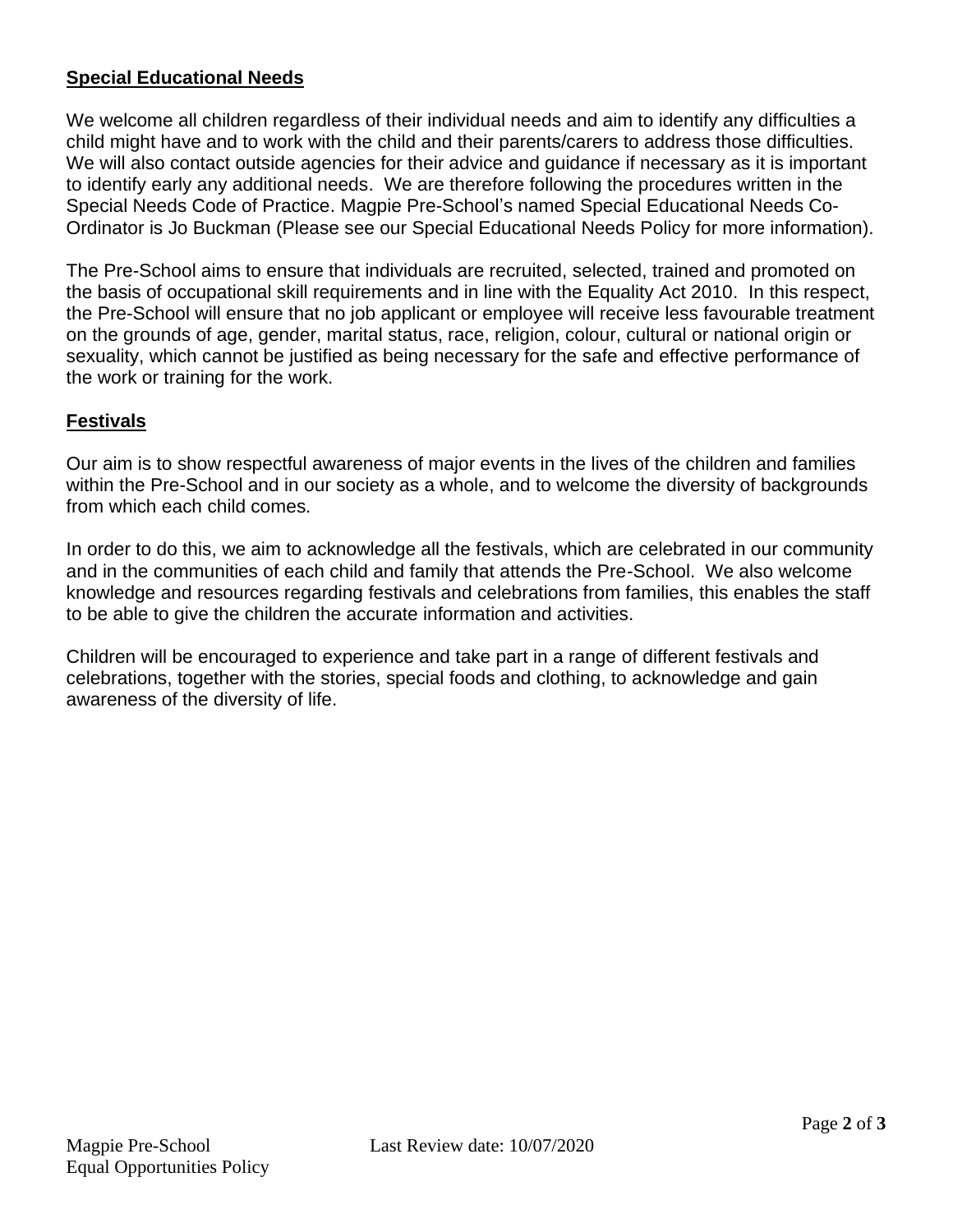## Special Educational Needs

We welcome all children regardless of their individual needs and aim to identify any difficulties a child might have and to work with the child and their parents/carers to address those difficulties. We will also contact outside agencies for their advice and guidance if necessary as it is important to identify early any additional needs. We are therefore following the procedures written in the Special Needs Code of Practice. Magpie Pre-School's named Special Educational Needs Co-Ordinator is Jo Buckman (Please see our Special Educational Needs Policy for more information).

The Pre-School aims to ensure that individuals are recruited, selected, trained and promoted on the basis of occupational skill requirements and in line with the Equality Act 2010. In this respect, the Pre-School will ensure that no job applicant or employee will receive less favourable treatment on the grounds of age, gender, marital status, race, religion, colour, cultural or national origin or sexuality, which cannot be justified as being necessary for the safe and effective performance of the work or training for the work.

## Festivals

Our aim is to show respectful awareness of major events in the lives of the children and families within the Pre-School and in our society as a whole, and to welcome the diversity of backgrounds from which each child comes.

In order to do this, we aim to acknowledge all the festivals, which are celebrated in our community and in the communities of each child and family that attends the Pre-School. We also welcome knowledge and resources regarding festivals and celebrations from families, this enables the staff to be able to give the children the accurate information and activities.

Children will be encouraged to experience and take part in a range of different festivals and celebrations, together with the stories, special foods and clothing, to acknowledge and gain awareness of the diversity of life.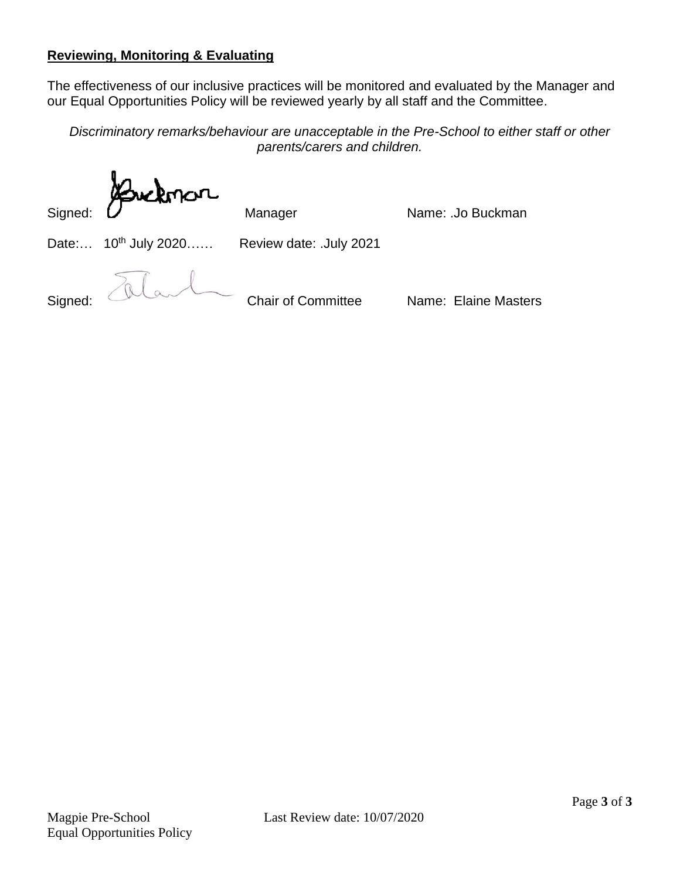**Reviewing, Monitoring & Evaluating**

The effectiveness of our inclusive practices will be monitored and evaluated by the Manager and our Equal Opportunities Policy will be reviewed yearly by all staff and the Committee.

*Discriminatory remarks/behaviour are unacceptable in the Pre-School to either staff or other parents/carers and children.*

Signed: Manager Name: .Jo Buckman

Date:… 10th July 2020…… Review date: .July 2021

Signed: Chair of Committee Name: Elaine Masters

Magpie Pre-School Last Review date: 10/07/2020
Equal Opportunities Policy